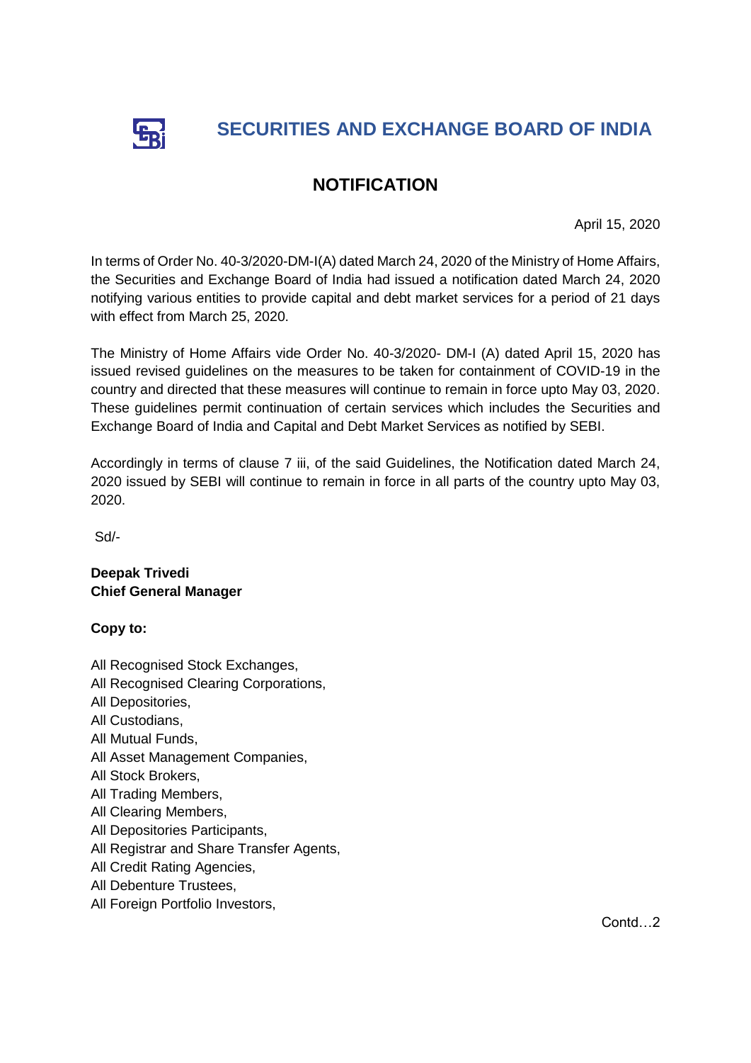# SECURITIES AND EXCHANGE BOARD OF INDIA

## NOTIFICATION

April 15, 2020

In terms of Order No. 40-3/2020-DM-I(A) dated March 24, 2020 of the Ministry of Home Affairs, the Securities and Exchange Board of India had issued a notification dated March 24, 2020 notifying various entities to provide capital and debt market services for a period of 21 days with effect from March 25, 2020.

The Ministry of Home Affairs vide Order No. 40-3/2020- DM-I (A) dated April 15, 2020 has issued revised guidelines on the measures to be taken for containment of COVID-19 in the country and directed that these measures will continue to remain in force upto May 03, 2020. These guidelines permit continuation of certain services which includes the Securities and Exchange Board of India and Capital and Debt Market Services as notified by SEBI.

Accordingly in terms of clause 7 iii, of the said Guidelines, the Notification dated March 24, 2020 issued by SEBI will continue to remain in force in all parts of the country upto May 03, 2020.

Sd/-

**Deepak Trivedi**
**Chief General Manager**

**Copy to:**

All Recognised Stock Exchanges,
All Recognised Clearing Corporations,
All Depositories,
All Custodians,
All Mutual Funds,
All Asset Management Companies,
All Stock Brokers,
All Trading Members,
All Clearing Members,
All Depositories Participants,
All Registrar and Share Transfer Agents,
All Credit Rating Agencies,
All Debenture Trustees,
All Foreign Portfolio Investors,

Contd…2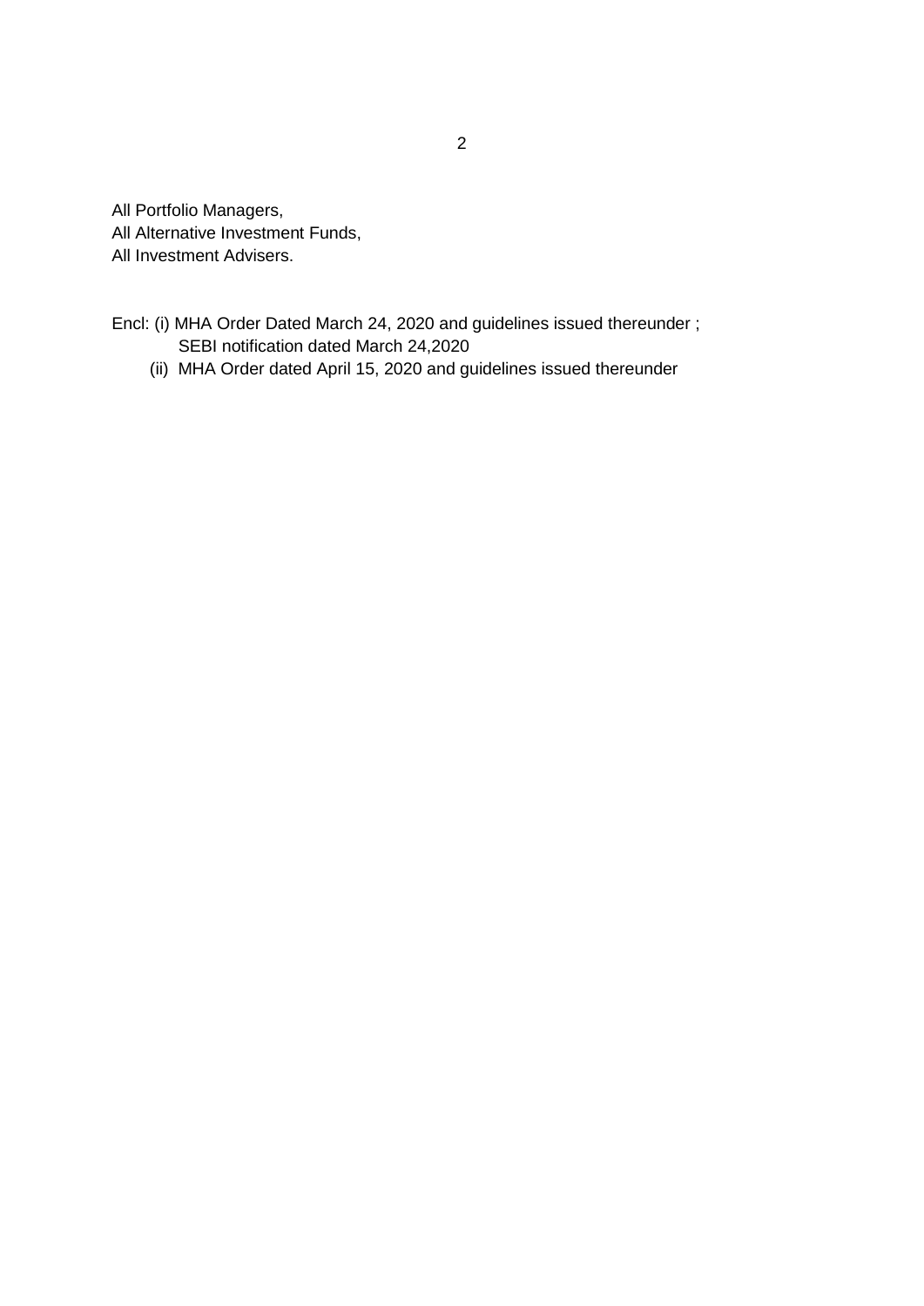All Portfolio Managers,
All Alternative Investment Funds,
All Investment Advisers.

Encl: (i) MHA Order Dated March 24, 2020 and guidelines issued thereunder ;
SEBI notification dated March 24,2020
(ii) MHA Order dated April 15, 2020 and guidelines issued thereunder